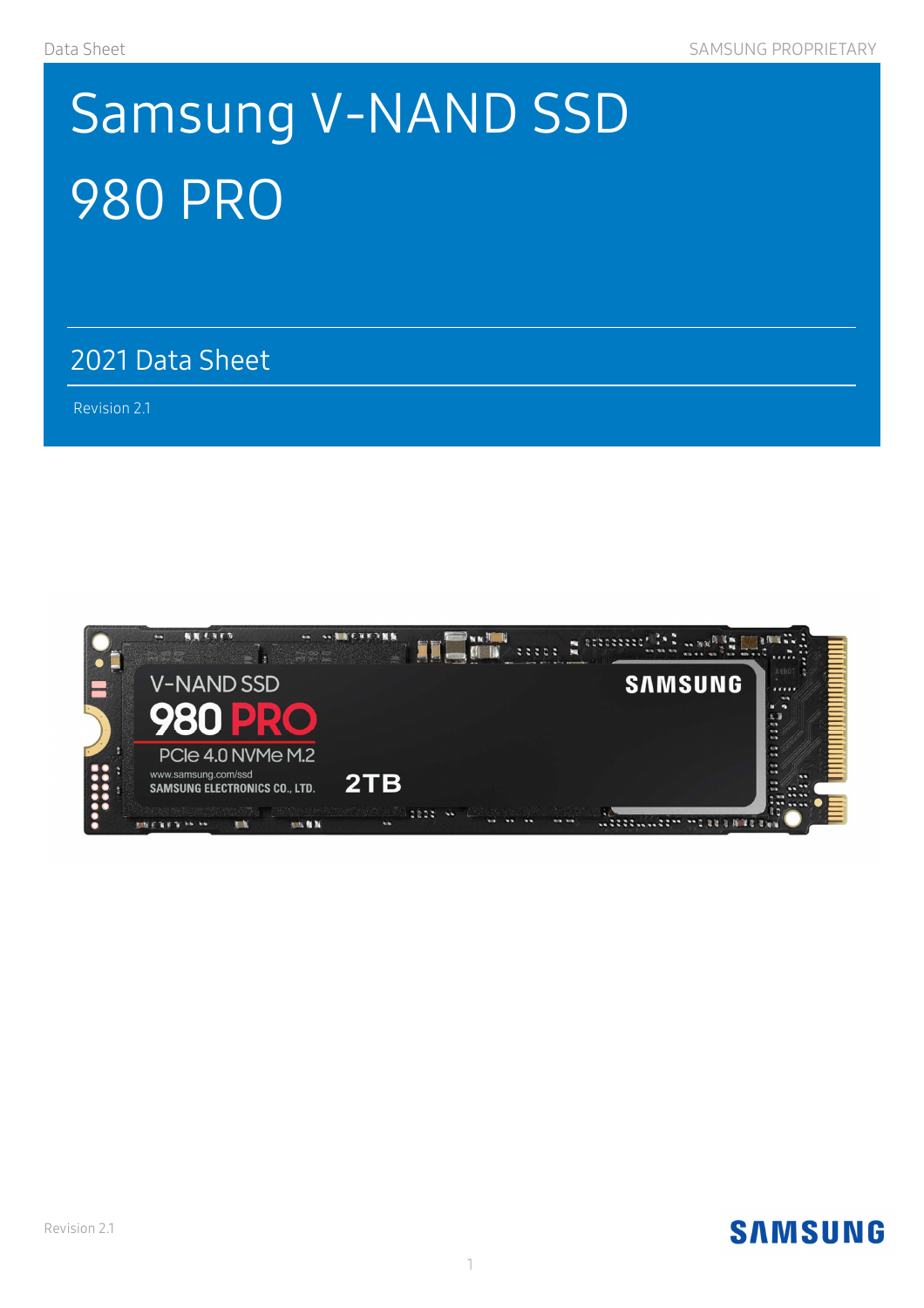# Samsung V-NAND SSD 980 PRO

## 2021 Data Sheet

Revision 2.1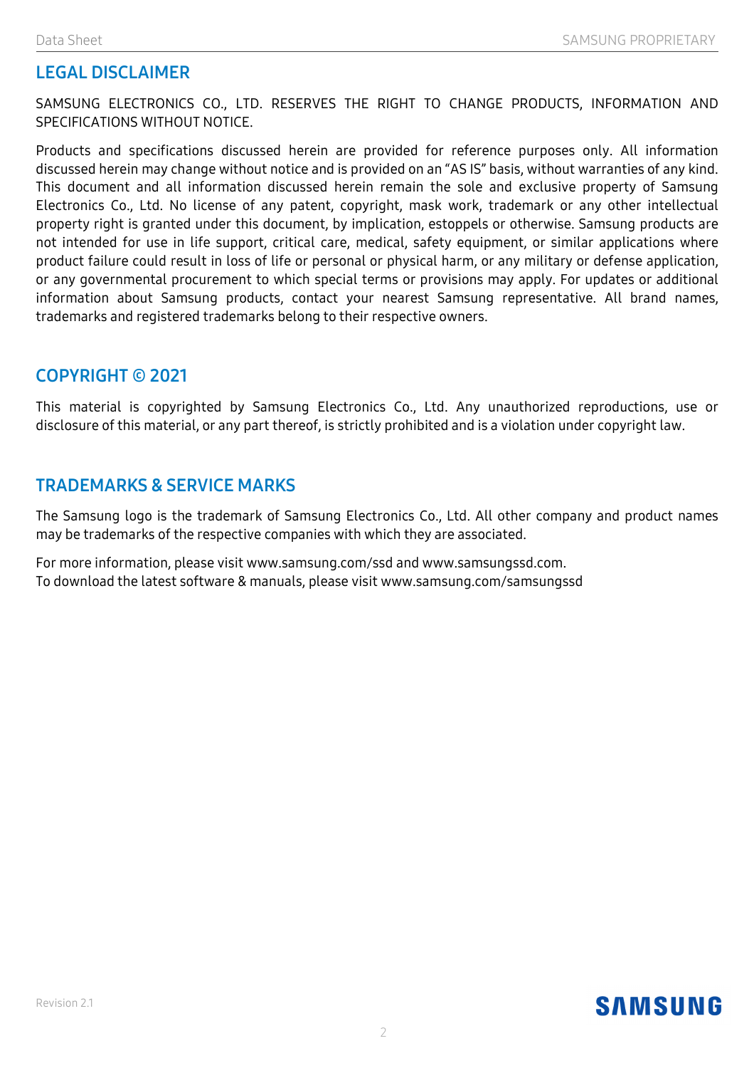## LEGAL DISCLAIMER

SAMSUNG ELECTRONICS CO., LTD. RESERVES THE RIGHT TO CHANGE PRODUCTS, INFORMATION AND SPECIFICATIONS WITHOUT NOTICE.

Products and specifications discussed herein are provided for reference purposes only. All information discussed herein may change without notice and is provided on an "AS IS" basis, without warranties of any kind. This document and all information discussed herein remain the sole and exclusive property of Samsung Electronics Co., Ltd. No license of any patent, copyright, mask work, trademark or any other intellectual property right is granted under this document, by implication, estoppels or otherwise. Samsung products are not intended for use in life support, critical care, medical, safety equipment, or similar applications where product failure could result in loss of life or personal or physical harm, or any military or defense application, or any governmental procurement to which special terms or provisions may apply. For updates or additional information about Samsung products, contact your nearest Samsung representative. All brand names, trademarks and registered trademarks belong to their respective owners.

## COPYRIGHT © 2021

This material is copyrighted by Samsung Electronics Co., Ltd. Any unauthorized reproductions, use or disclosure of this material, or any part thereof, is strictly prohibited and is a violation under copyright law.

## TRADEMARKS & SERVICE MARKS

The Samsung logo is the trademark of Samsung Electronics Co., Ltd. All other company and product names may be trademarks of the respective companies with which they are associated.

For more information, please visit www.samsung.com/ssd and www.samsungssd.com.
To download the latest software & manuals, please visit www.samsung.com/samsungssd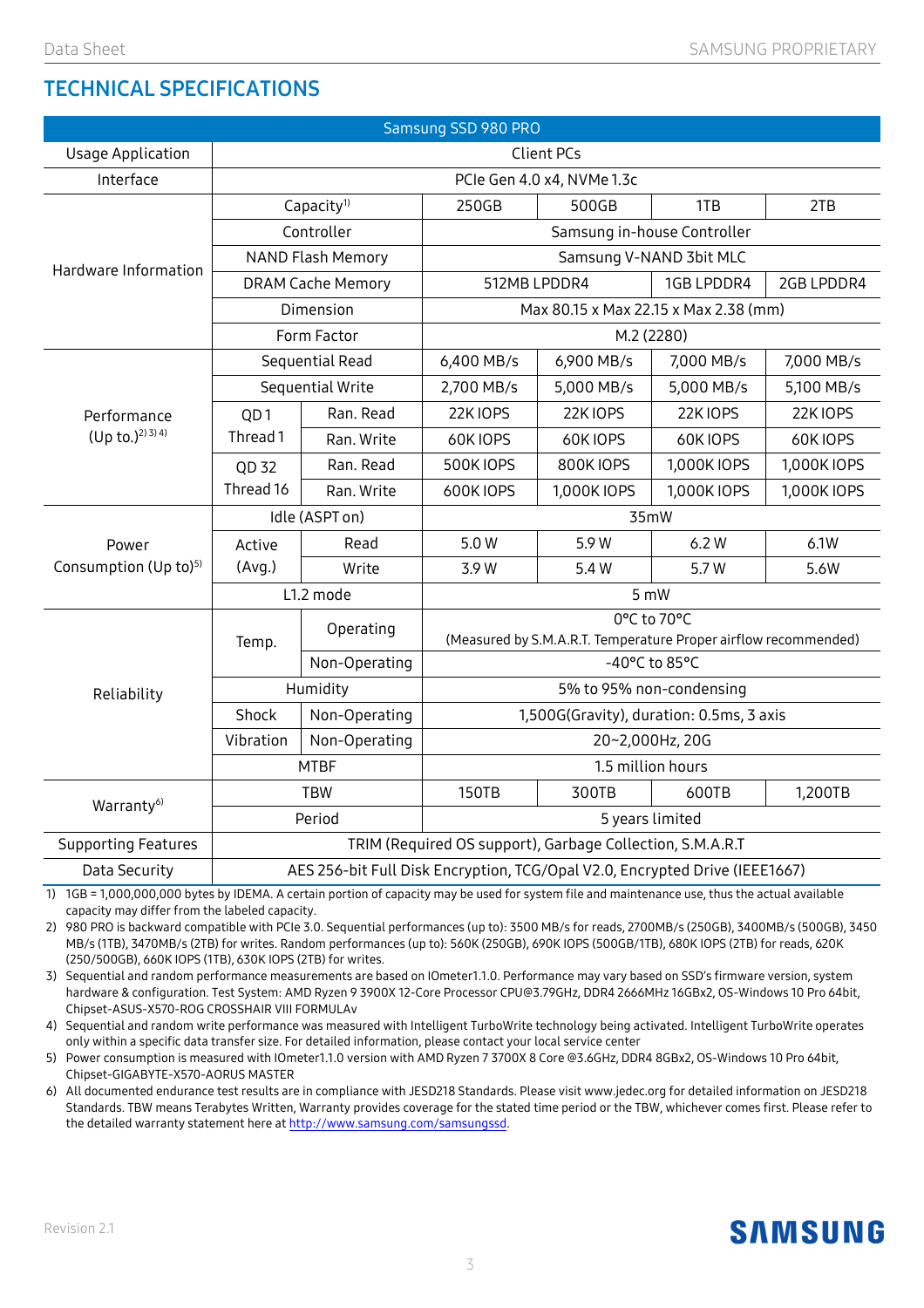## TECHNICAL SPECIFICATIONS

| Samsung SSD 980 PRO | | | | | | |
|---|---|---|---|---|---|---|
| Usage Application | Client PCs | | | | | |
| Interface | PCIe Gen 4.0 x4, NVMe 1.3c | | | | | |
| Hardware Information | Capacity[1] | | 250GB | 500GB | 1TB | 2TB |
| | Controller | | Samsung in-house Controller | | | |
| | NAND Flash Memory | | Samsung V-NAND 3bit MLC | | | |
| | DRAM Cache Memory | | 512MB LPDDR4 | | 1GB LPDDR4 | 2GB LPDDR4 |
| | Dimension | | Max 80.15 x Max 22.15 x Max 2.38 (mm) | | | |
| | Form Factor | | M.2 (2280) | | | |
| Performance (Up to.)[2) 3) 4)] | Sequential Read | | 6,400 MB/s | 6,900 MB/s | 7,000 MB/s | 7,000 MB/s |
| | Sequential Write | | 2,700 MB/s | 5,000 MB/s | 5,000 MB/s | 5,100 MB/s |
| | QD 1 Thread 1 | Ran. Read | 22K IOPS | 22K IOPS | 22K IOPS | 22K IOPS |
| | | Ran. Write | 60K IOPS | 60K IOPS | 60K IOPS | 60K IOPS |
| | QD 32 Thread 16 | Ran. Read | 500K IOPS | 800K IOPS | 1,000K IOPS | 1,000K IOPS |
| | | Ran. Write | 600K IOPS | 1,000K IOPS | 1,000K IOPS | 1,000K IOPS |
| Power Consumption (Up to)[5)] | Idle (ASPT on) | | 35mW | | | |
| | Active (Avg.) | Read | 5.0 W | 5.9 W | 6.2 W | 6.1W |
| | | Write | 3.9 W | 5.4 W | 5.7 W | 5.6W |
| | L1.2 mode | | 5 mW | | | |
| Reliability | Temp. | Operating | 0°C to 70°C (Measured by S.M.A.R.T. Temperature Proper airflow recommended) | | | |
| | | Non-Operating | -40°C to 85°C | | | |
| | Humidity | | 5% to 95% non-condensing | | | |
| | Shock | Non-Operating | 1,500G(Gravity), duration: 0.5ms, 3 axis | | | |
| | Vibration | Non-Operating | 20~2,000Hz, 20G | | | |
| | MTBF | | 1.5 million hours | | | |
| Warranty[6)] | TBW | | 150TB | 300TB | 600TB | 1,200TB |
| | Period | | 5 years limited | | | |
| Supporting Features | TRIM (Required OS support), Garbage Collection, S.M.A.R.T | | | | | |
| Data Security | AES 256-bit Full Disk Encryption, TCG/Opal V2.0, Encrypted Drive (IEEE1667) | | | | | |

1) 1GB = 1,000,000,000 bytes by IDEMA. A certain portion of capacity may be used for system file and maintenance use, thus the actual available capacity may differ from the labeled capacity.
2) 980 PRO is backward compatible with PCIe 3.0. Sequential performances (up to): 3500 MB/s for reads, 2700MB/s (250GB), 3400MB/s (500GB), 3450 MB/s (1TB), 3470MB/s (2TB) for writes. Random performances (up to): 560K (250GB), 690K IOPS (500GB/1TB), 680K IOPS (2TB) for reads, 620K (250/500GB), 660K IOPS (1TB), 630K IOPS (2TB) for writes.
3) Sequential and random performance measurements are based on IOmeter1.1.0. Performance may vary based on SSD's firmware version, system hardware & configuration. Test System: AMD Ryzen 9 3900X 12-Core Processor CPU@3.79GHz, DDR4 2666MHz 16GBx2, OS-Windows 10 Pro 64bit, Chipset-ASUS-X570-ROG CROSSHAIR VIII FORMULAv
4) Sequential and random write performance was measured with Intelligent TurboWrite technology being activated. Intelligent TurboWrite operates only within a specific data transfer size. For detailed information, please contact your local service center
5) Power consumption is measured with IOmeter1.1.0 version with AMD Ryzen 7 3700X 8 Core @3.6GHz, DDR4 8GBx2, OS-Windows 10 Pro 64bit, Chipset-GIGABYTE-X570-AORUS MASTER
6) All documented endurance test results are in compliance with JESD218 Standards. Please visit www.jedec.org for detailed information on JESD218 Standards. TBW means Terabytes Written, Warranty provides coverage for the stated time period or the TBW, whichever comes first. Please refer to the detailed warranty statement here at http://www.samsung.com/samsungssd.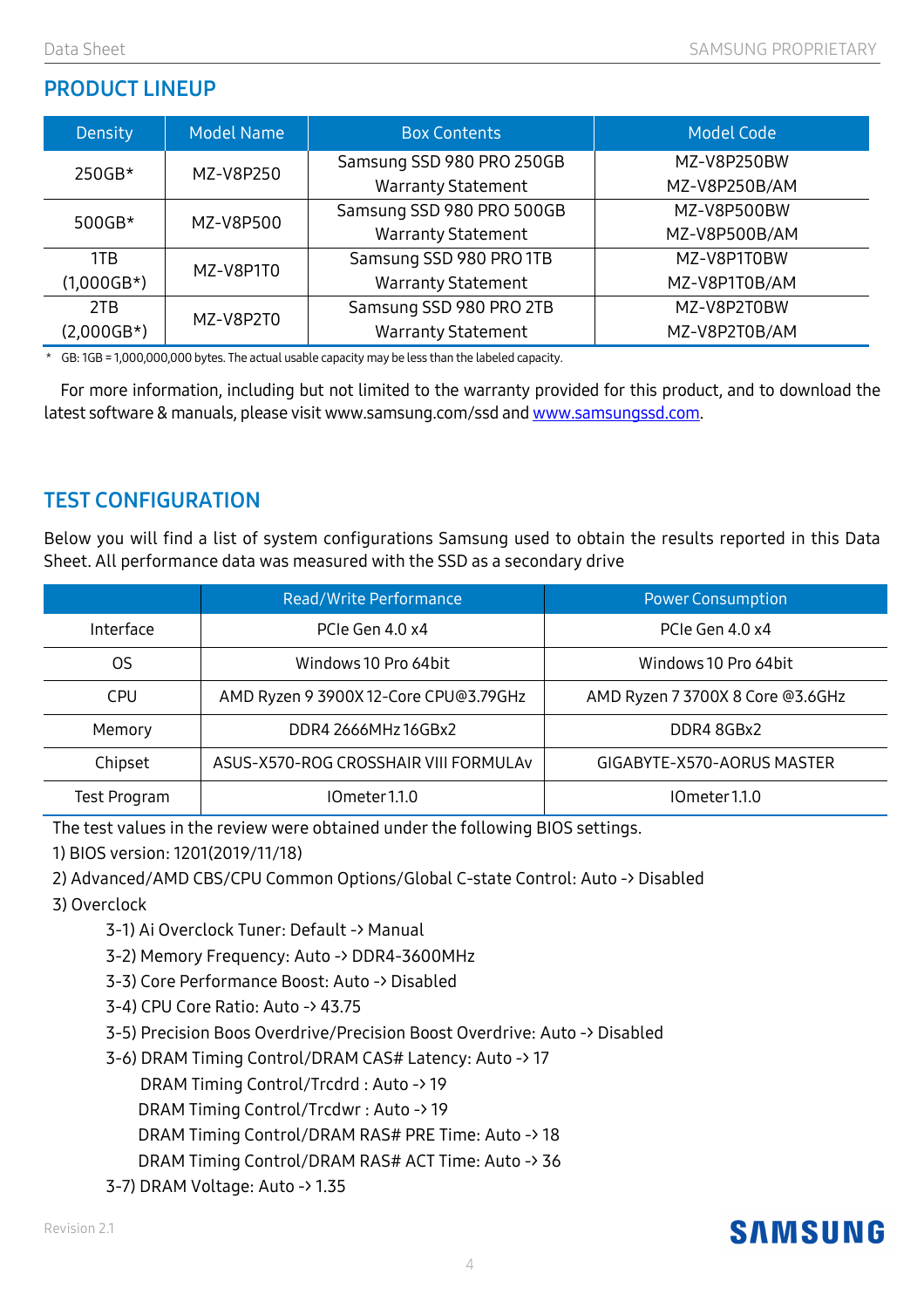## PRODUCT LINEUP

| Density | Model Name | Box Contents | Model Code |
|---|---|---|---|
| 250GB* | MZ-V8P250 | Samsung SSD 980 PRO 250GB<br>Warranty Statement | MZ-V8P250BW<br>MZ-V8P250B/AM |
| 500GB* | MZ-V8P500 | Samsung SSD 980 PRO 500GB<br>Warranty Statement | MZ-V8P500BW<br>MZ-V8P500B/AM |
| 1TB (1,000GB*) | MZ-V8P1T0 | Samsung SSD 980 PRO 1TB<br>Warranty Statement | MZ-V8P1T0BW<br>MZ-V8P1T0B/AM |
| 2TB (2,000GB*) | MZ-V8P2T0 | Samsung SSD 980 PRO 2TB<br>Warranty Statement | MZ-V8P2T0BW<br>MZ-V8P2T0B/AM |

\* GB: 1GB = 1,000,000,000 bytes. The actual usable capacity may be less than the labeled capacity.

For more information, including but not limited to the warranty provided for this product, and to download the latest software & manuals, please visit www.samsung.com/ssd and www.samsungssd.com.

## TEST CONFIGURATION

Below you will find a list of system configurations Samsung used to obtain the results reported in this Data Sheet. All performance data was measured with the SSD as a secondary drive

| | Read/Write Performance | Power Consumption |
|---|---|---|
| Interface | PCIe Gen 4.0 x4 | PCIe Gen 4.0 x4 |
| OS | Windows 10 Pro 64bit | Windows 10 Pro 64bit |
| CPU | AMD Ryzen 9 3900X 12-Core CPU@3.79GHz | AMD Ryzen 7 3700X 8 Core @3.6GHz |
| Memory | DDR4 2666MHz 16GBx2 | DDR4 8GBx2 |
| Chipset | ASUS-X570-ROG CROSSHAIR VIII FORMULAv | GIGABYTE-X570-AORUS MASTER |
| Test Program | IOmeter 1.1.0 | IOmeter 1.1.0 |

The test values in the review were obtained under the following BIOS settings.

1) BIOS version: 1201(2019/11/18)

2) Advanced/AMD CBS/CPU Common Options/Global C-state Control: Auto -> Disabled

3) Overclock

- 3-1) Ai Overclock Tuner: Default -> Manual
- 3-2) Memory Frequency: Auto -> DDR4-3600MHz
- 3-3) Core Performance Boost: Auto -> Disabled
- 3-4) CPU Core Ratio: Auto -> 43.75
- 3-5) Precision Boos Overdrive/Precision Boost Overdrive: Auto -> Disabled
- 3-6) DRAM Timing Control/DRAM CAS# Latency: Auto -> 17
  - DRAM Timing Control/Trcdrd : Auto -> 19
  - DRAM Timing Control/Trcdwr : Auto -> 19
  - DRAM Timing Control/DRAM RAS# PRE Time: Auto -> 18
  - DRAM Timing Control/DRAM RAS# ACT Time: Auto -> 36
- 3-7) DRAM Voltage: Auto -> 1.35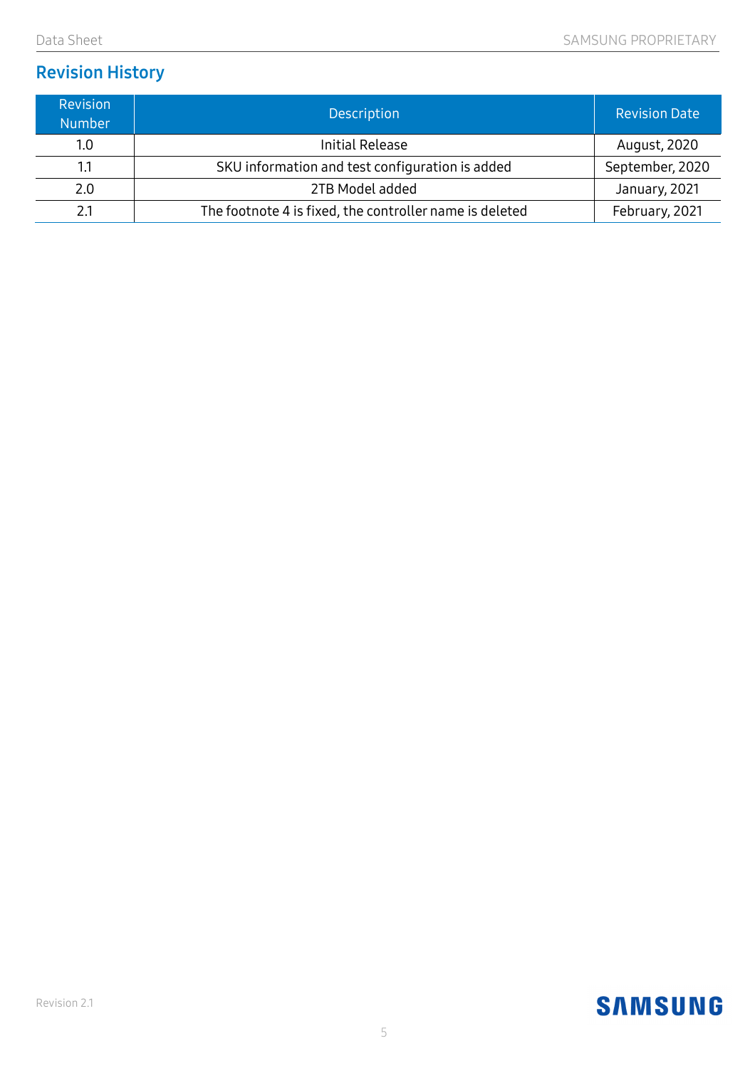## Revision History

| Revision Number | Description | Revision Date |
|---|---|---|
| 1.0 | Initial Release | August, 2020 |
| 1.1 | SKU information and test configuration is added | September, 2020 |
| 2.0 | 2TB Model added | January, 2021 |
| 2.1 | The footnote 4 is fixed, the controller name is deleted | February, 2021 |